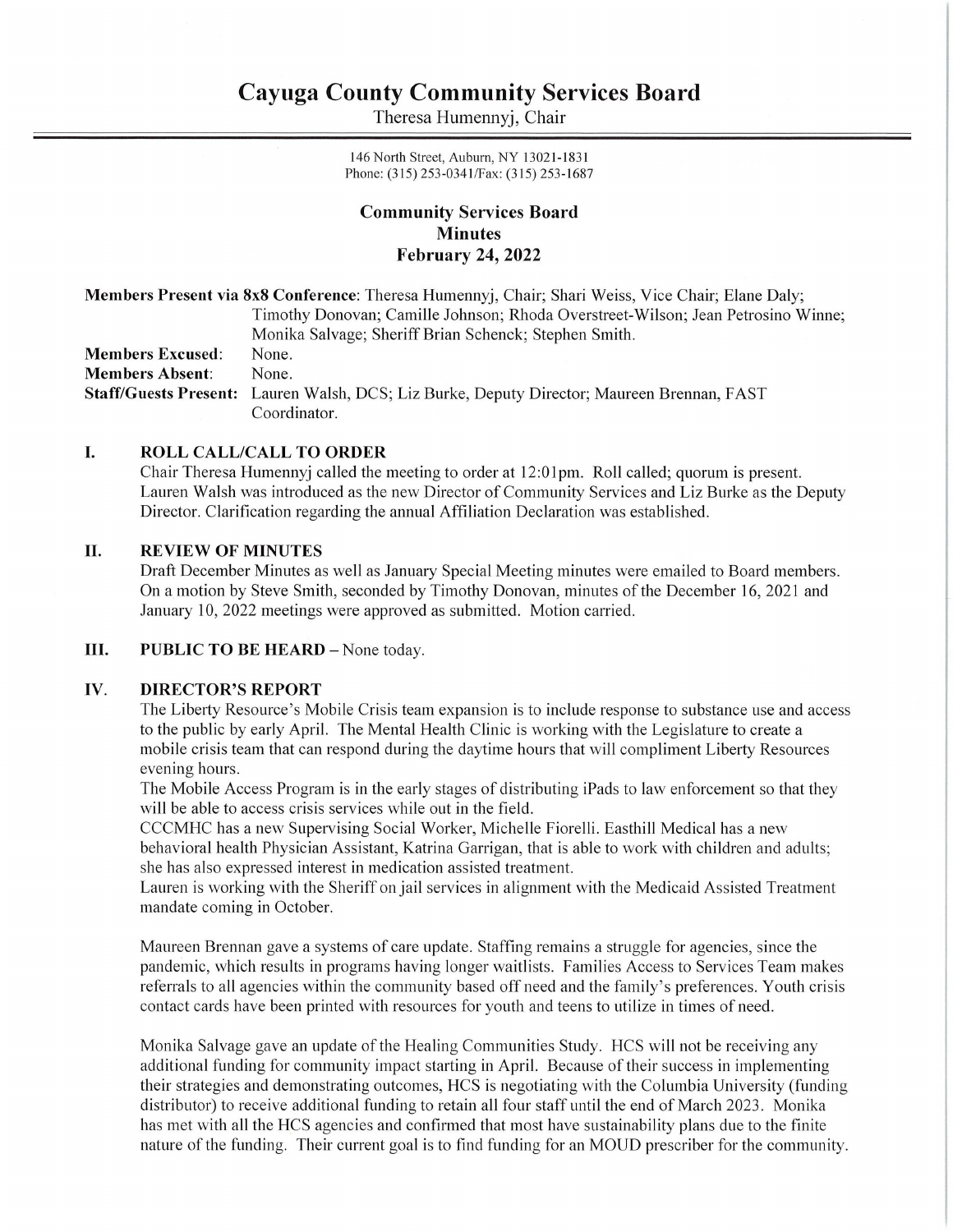# Cayuga County Community Services Board

Theresa Humennyj, Chair

146 North Street, Auburn, NY 13021-1831
Phone: (315) 253-0341/Fax: (315) 253-1687

## Community Services Board
## Minutes
## February 24, 2022

**Members Present via 8x8 Conference**: Theresa Humennyj, Chair; Shari Weiss, Vice Chair; Elane Daly; Timothy Donovan; Camille Johnson; Rhoda Overstreet-Wilson; Jean Petrosino Winne; Monika Salvage; Sheriff Brian Schenck; Stephen Smith.
**Members Excused**: None.
**Members Absent**: None.
**Staff/Guests Present**: Lauren Walsh, DCS; Liz Burke, Deputy Director; Maureen Brennan, FAST Coordinator.

### I. ROLL CALL/CALL TO ORDER

Chair Theresa Humennyj called the meeting to order at 12:01pm. Roll called; quorum is present. Lauren Walsh was introduced as the new Director of Community Services and Liz Burke as the Deputy Director. Clarification regarding the annual Affiliation Declaration was established.

### II. REVIEW OF MINUTES

Draft December Minutes as well as January Special Meeting minutes were emailed to Board members. On a motion by Steve Smith, seconded by Timothy Donovan, minutes of the December 16, 2021 and January 10, 2022 meetings were approved as submitted. Motion carried.

### III. PUBLIC TO BE HEARD – None today.

### IV. DIRECTOR'S REPORT

The Liberty Resource's Mobile Crisis team expansion is to include response to substance use and access to the public by early April. The Mental Health Clinic is working with the Legislature to create a mobile crisis team that can respond during the daytime hours that will compliment Liberty Resources evening hours.

The Mobile Access Program is in the early stages of distributing iPads to law enforcement so that they will be able to access crisis services while out in the field.

CCCMHC has a new Supervising Social Worker, Michelle Fiorelli. Easthill Medical has a new behavioral health Physician Assistant, Katrina Garrigan, that is able to work with children and adults; she has also expressed interest in medication assisted treatment.

Lauren is working with the Sheriff on jail services in alignment with the Medicaid Assisted Treatment mandate coming in October.

Maureen Brennan gave a systems of care update. Staffing remains a struggle for agencies, since the pandemic, which results in programs having longer waitlists. Families Access to Services Team makes referrals to all agencies within the community based off need and the family's preferences. Youth crisis contact cards have been printed with resources for youth and teens to utilize in times of need.

Monika Salvage gave an update of the Healing Communities Study. HCS will not be receiving any additional funding for community impact starting in April. Because of their success in implementing their strategies and demonstrating outcomes, HCS is negotiating with the Columbia University (funding distributor) to receive additional funding to retain all four staff until the end of March 2023. Monika has met with all the HCS agencies and confirmed that most have sustainability plans due to the finite nature of the funding. Their current goal is to find funding for an MOUD prescriber for the community.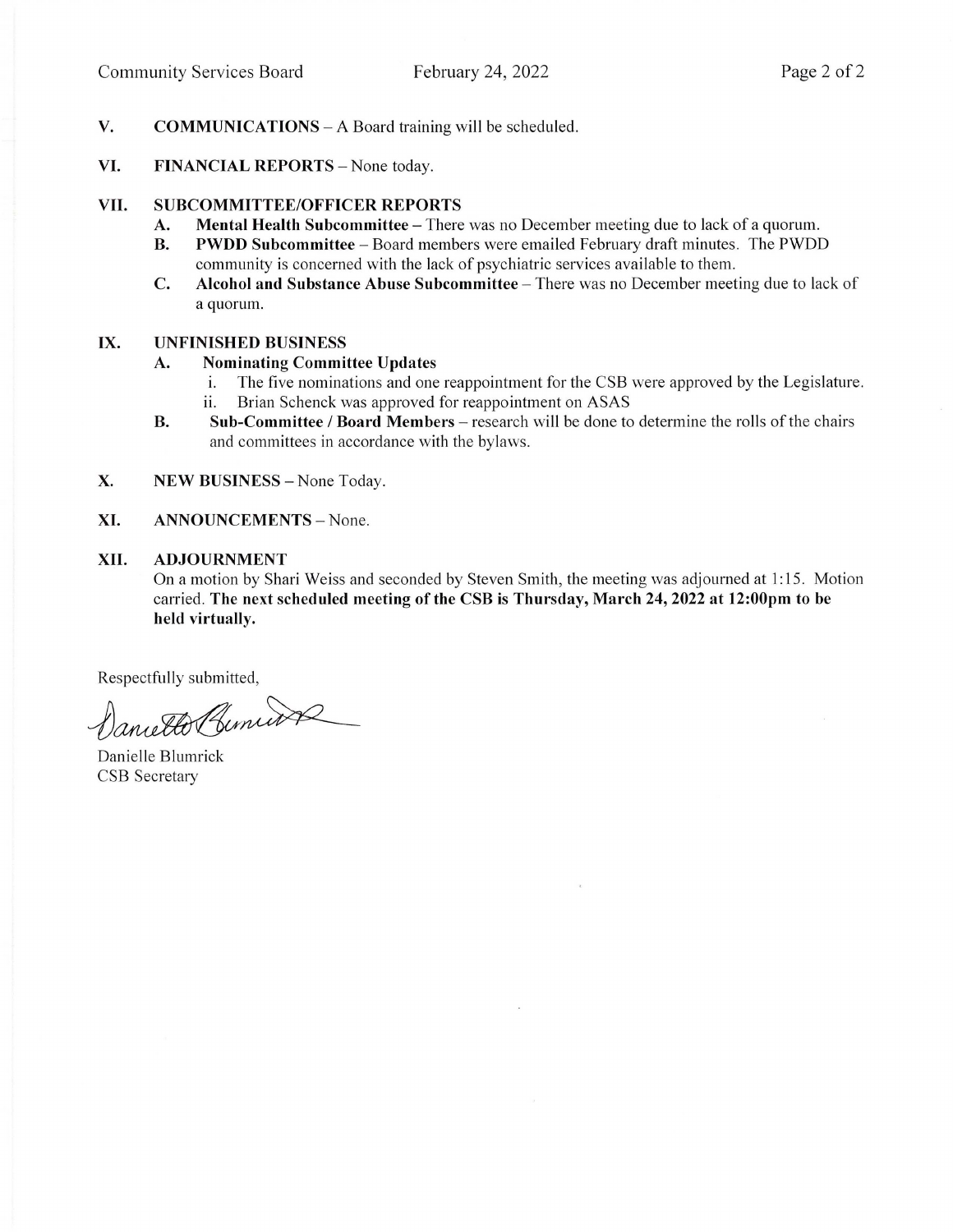**V. COMMUNICATIONS** – A Board training will be scheduled.

**VI. FINANCIAL REPORTS** – None today.

**VII. SUBCOMMITTEE/OFFICER REPORTS**

- **A. Mental Health Subcommittee** – There was no December meeting due to lack of a quorum.
- **B. PWDD Subcommittee** – Board members were emailed February draft minutes. The PWDD community is concerned with the lack of psychiatric services available to them.
- **C. Alcohol and Substance Abuse Subcommittee** – There was no December meeting due to lack of a quorum.

**IX. UNFINISHED BUSINESS**

- **A. Nominating Committee Updates**
  - i. The five nominations and one reappointment for the CSB were approved by the Legislature.
  - ii. Brian Schenck was approved for reappointment on ASAS
- **B. Sub-Committee / Board Members** – research will be done to determine the rolls of the chairs and committees in accordance with the bylaws.

**X. NEW BUSINESS** – None Today.

**XI. ANNOUNCEMENTS** – None.

**XII. ADJOURNMENT**

On a motion by Shari Weiss and seconded by Steven Smith, the meeting was adjourned at 1:15. Motion carried. **The next scheduled meeting of the CSB is Thursday, March 24, 2022 at 12:00pm to be held virtually.**

Respectfully submitted,

Danielle Blumrick
CSB Secretary